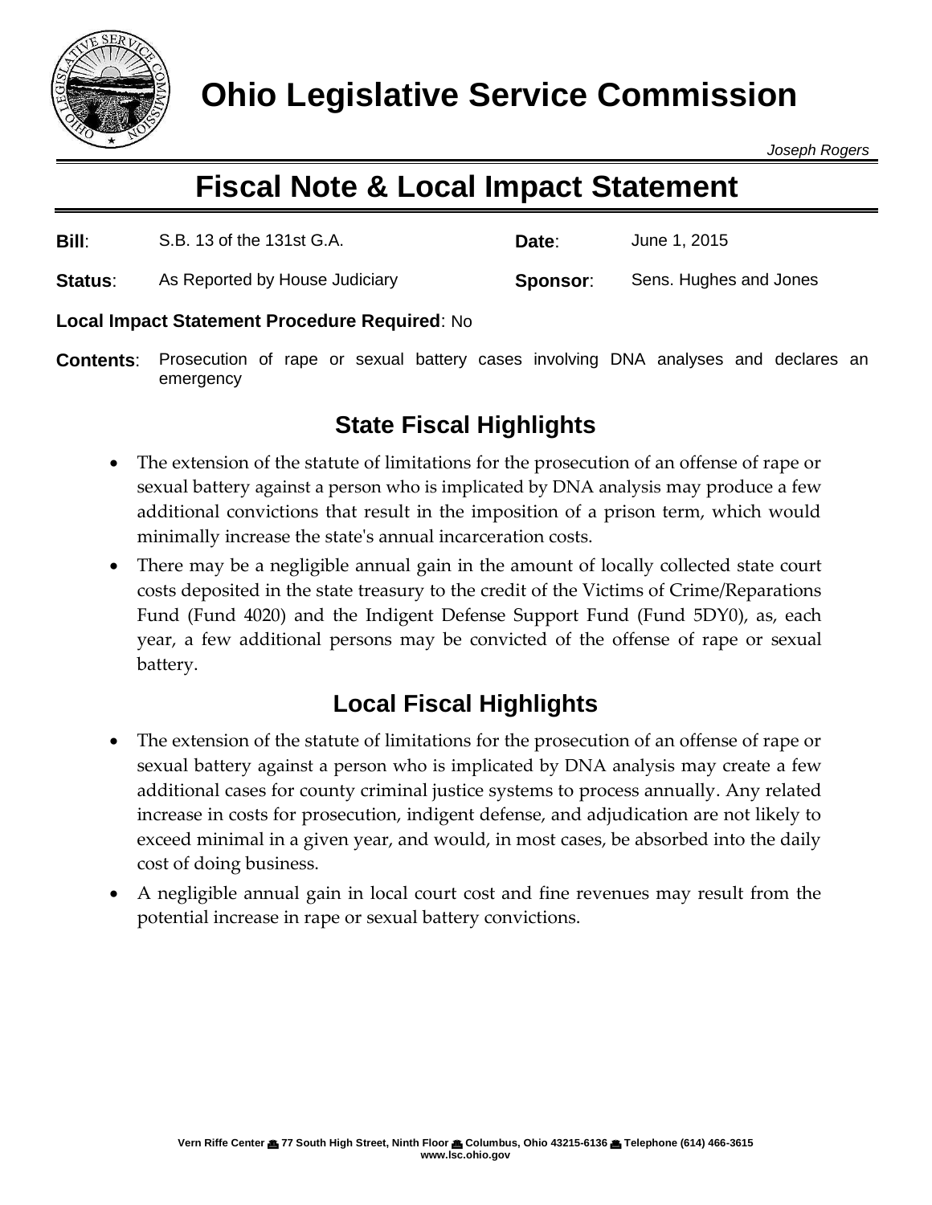# Ohio Legislative Service Commission

*Joseph Rogers*

## Fiscal Note & Local Impact Statement

**Bill**: S.B. 13 of the 131st G.A.

**Date**: June 1, 2015

**Status**: As Reported by House Judiciary

**Sponsor**: Sens. Hughes and Jones

**Local Impact Statement Procedure Required**: No

**Contents**: Prosecution of rape or sexual battery cases involving DNA analyses and declares an emergency

### State Fiscal Highlights

- The extension of the statute of limitations for the prosecution of an offense of rape or sexual battery against a person who is implicated by DNA analysis may produce a few additional convictions that result in the imposition of a prison term, which would minimally increase the state's annual incarceration costs.
- There may be a negligible annual gain in the amount of locally collected state court costs deposited in the state treasury to the credit of the Victims of Crime/Reparations Fund (Fund 4020) and the Indigent Defense Support Fund (Fund 5DY0), as, each year, a few additional persons may be convicted of the offense of rape or sexual battery.

### Local Fiscal Highlights

- The extension of the statute of limitations for the prosecution of an offense of rape or sexual battery against a person who is implicated by DNA analysis may create a few additional cases for county criminal justice systems to process annually. Any related increase in costs for prosecution, indigent defense, and adjudication are not likely to exceed minimal in a given year, and would, in most cases, be absorbed into the daily cost of doing business.
- A negligible annual gain in local court cost and fine revenues may result from the potential increase in rape or sexual battery convictions.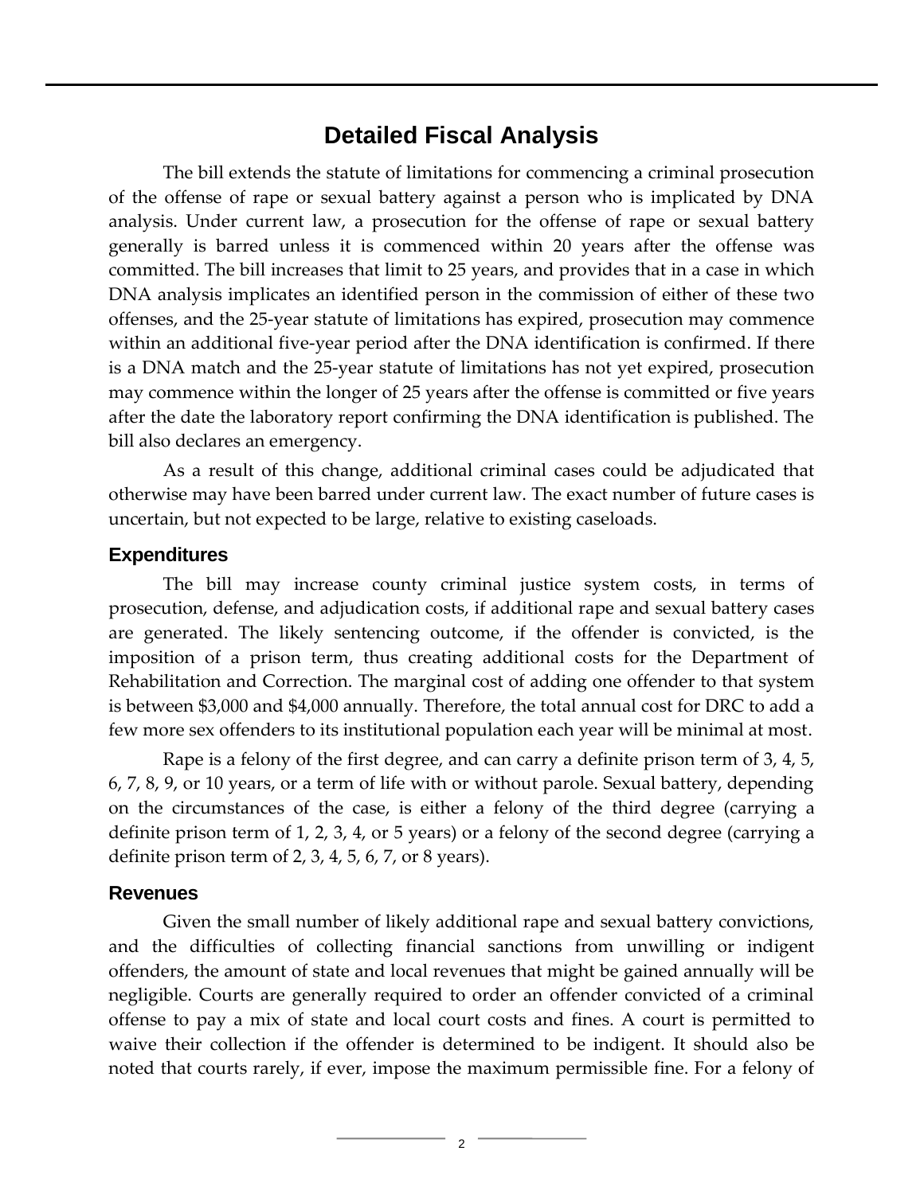# Detailed Fiscal Analysis

The bill extends the statute of limitations for commencing a criminal prosecution of the offense of rape or sexual battery against a person who is implicated by DNA analysis. Under current law, a prosecution for the offense of rape or sexual battery generally is barred unless it is commenced within 20 years after the offense was committed. The bill increases that limit to 25 years, and provides that in a case in which DNA analysis implicates an identified person in the commission of either of these two offenses, and the 25-year statute of limitations has expired, prosecution may commence within an additional five-year period after the DNA identification is confirmed. If there is a DNA match and the 25-year statute of limitations has not yet expired, prosecution may commence within the longer of 25 years after the offense is committed or five years after the date the laboratory report confirming the DNA identification is published. The bill also declares an emergency.

As a result of this change, additional criminal cases could be adjudicated that otherwise may have been barred under current law. The exact number of future cases is uncertain, but not expected to be large, relative to existing caseloads.

## Expenditures

The bill may increase county criminal justice system costs, in terms of prosecution, defense, and adjudication costs, if additional rape and sexual battery cases are generated. The likely sentencing outcome, if the offender is convicted, is the imposition of a prison term, thus creating additional costs for the Department of Rehabilitation and Correction. The marginal cost of adding one offender to that system is between $3,000 and $4,000 annually. Therefore, the total annual cost for DRC to add a few more sex offenders to its institutional population each year will be minimal at most.

Rape is a felony of the first degree, and can carry a definite prison term of 3, 4, 5, 6, 7, 8, 9, or 10 years, or a term of life with or without parole. Sexual battery, depending on the circumstances of the case, is either a felony of the third degree (carrying a definite prison term of 1, 2, 3, 4, or 5 years) or a felony of the second degree (carrying a definite prison term of 2, 3, 4, 5, 6, 7, or 8 years).

## Revenues

Given the small number of likely additional rape and sexual battery convictions, and the difficulties of collecting financial sanctions from unwilling or indigent offenders, the amount of state and local revenues that might be gained annually will be negligible. Courts are generally required to order an offender convicted of a criminal offense to pay a mix of state and local court costs and fines. A court is permitted to waive their collection if the offender is determined to be indigent. It should also be noted that courts rarely, if ever, impose the maximum permissible fine. For a felony of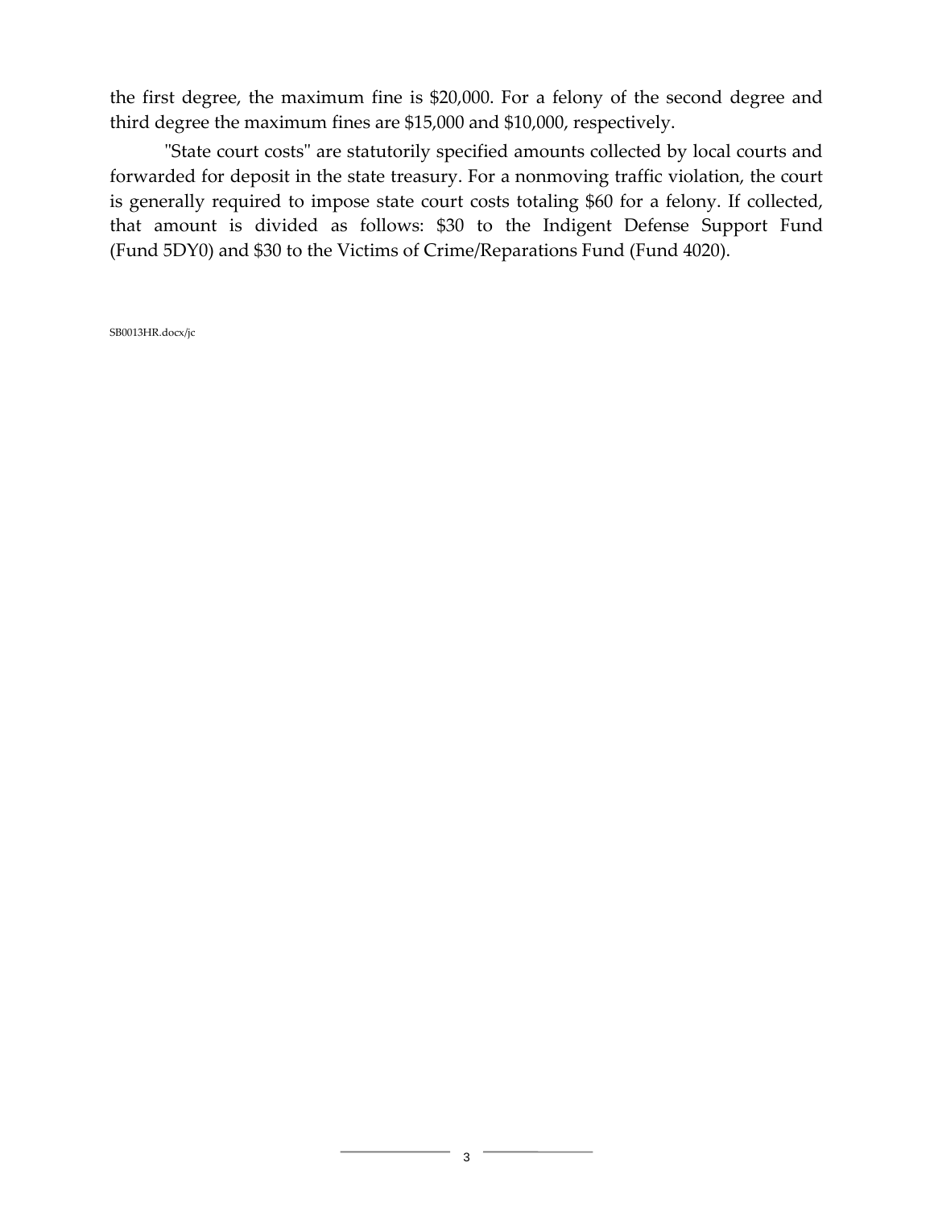the first degree, the maximum fine is $20,000. For a felony of the second degree and third degree the maximum fines are $15,000 and $10,000, respectively.

"State court costs" are statutorily specified amounts collected by local courts and forwarded for deposit in the state treasury. For a nonmoving traffic violation, the court is generally required to impose state court costs totaling $60 for a felony. If collected, that amount is divided as follows: $30 to the Indigent Defense Support Fund (Fund 5DY0) and $30 to the Victims of Crime/Reparations Fund (Fund 4020).

SB0013HR.docx/jc